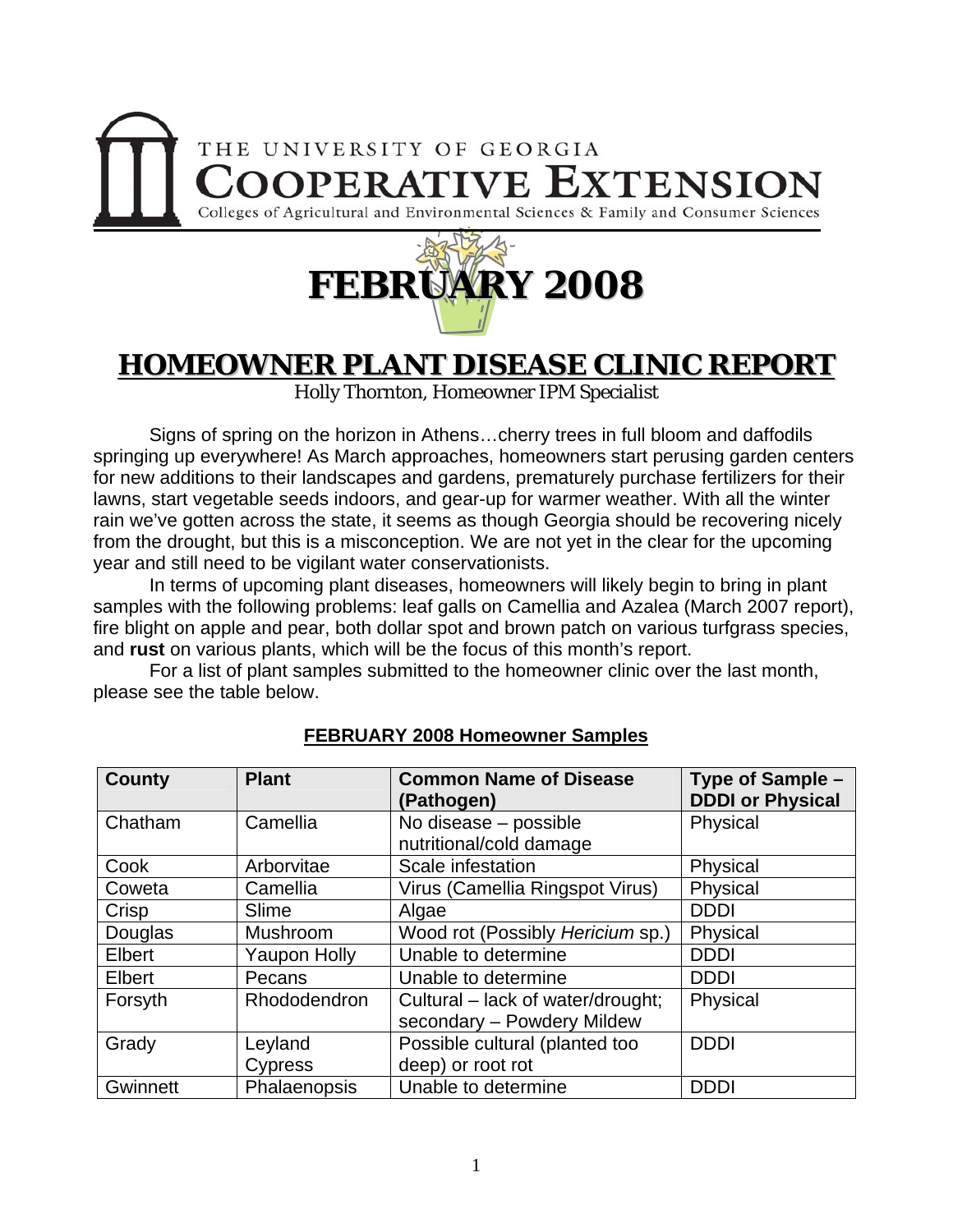THE UNIVERSITY OF GEORGIA

**COOPERATIVE EXTENSION**

Colleges of Agricultural and Environmental Sciences & Family and Consumer Sciences

# FEBRUARY 2008

# HOMEOWNER PLANT DISEASE CLINIC REPORT

Holly Thornton, Homeowner IPM Specialist

Signs of spring on the horizon in Athens…cherry trees in full bloom and daffodils springing up everywhere! As March approaches, homeowners start perusing garden centers for new additions to their landscapes and gardens, prematurely purchase fertilizers for their lawns, start vegetable seeds indoors, and gear-up for warmer weather. With all the winter rain we've gotten across the state, it seems as though Georgia should be recovering nicely from the drought, but this is a misconception. We are not yet in the clear for the upcoming year and still need to be vigilant water conservationists.

In terms of upcoming plant diseases, homeowners will likely begin to bring in plant samples with the following problems: leaf galls on Camellia and Azalea (March 2007 report), fire blight on apple and pear, both dollar spot and brown patch on various turfgrass species, and **rust** on various plants, which will be the focus of this month's report.

For a list of plant samples submitted to the homeowner clinic over the last month, please see the table below.

**FEBRUARY 2008 Homeowner Samples**

| County | Plant | Common Name of Disease (Pathogen) | Type of Sample – DDDI or Physical |
|---|---|---|---|
| Chatham | Camellia | No disease – possible nutritional/cold damage | Physical |
| Cook | Arborvitae | Scale infestation | Physical |
| Coweta | Camellia | Virus (Camellia Ringspot Virus) | Physical |
| Crisp | Slime | Algae | DDDI |
| Douglas | Mushroom | Wood rot (Possibly *Hericium* sp.) | Physical |
| Elbert | Yaupon Holly | Unable to determine | DDDI |
| Elbert | Pecans | Unable to determine | DDDI |
| Forsyth | Rhododendron | Cultural – lack of water/drought; secondary – Powdery Mildew | Physical |
| Grady | Leyland Cypress | Possible cultural (planted too deep) or root rot | DDDI |
| Gwinnett | Phalaenopsis | Unable to determine | DDDI |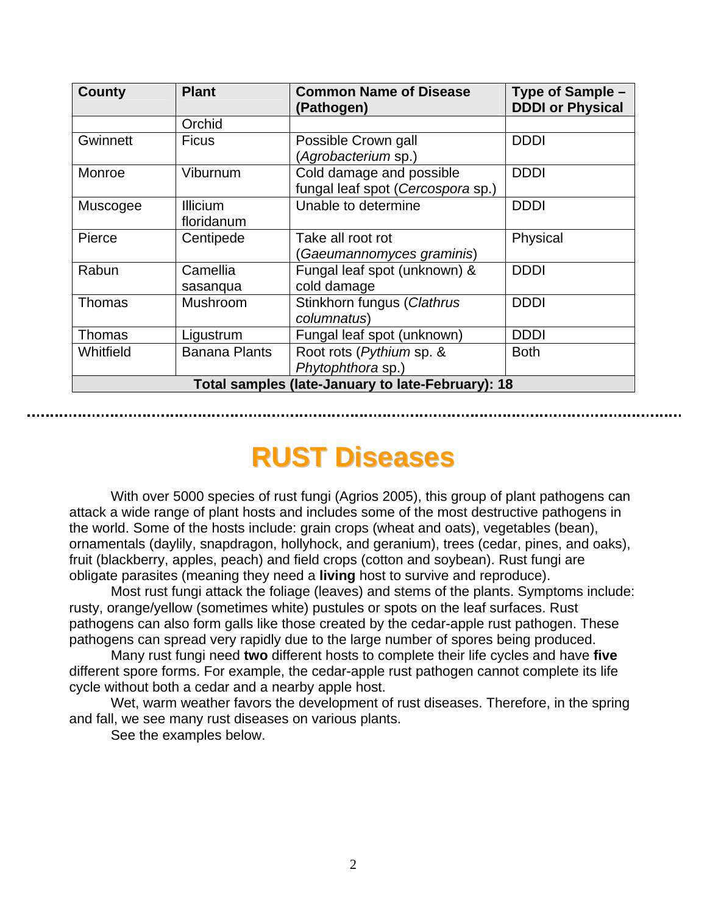| County | Plant | Common Name of Disease (Pathogen) | Type of Sample – DDDI or Physical |
|---|---|---|---|
| | Orchid | | |
| Gwinnett | Ficus | Possible Crown gall (*Agrobacterium* sp.) | DDDI |
| Monroe | Viburnum | Cold damage and possible fungal leaf spot (*Cercospora* sp.) | DDDI |
| Muscogee | Illicium floridanum | Unable to determine | DDDI |
| Pierce | Centipede | Take all root rot (*Gaeumannomyces graminis*) | Physical |
| Rabun | Camellia sasanqua | Fungal leaf spot (unknown) & cold damage | DDDI |
| Thomas | Mushroom | Stinkhorn fungus (*Clathrus columnatus*) | DDDI |
| Thomas | Ligustrum | Fungal leaf spot (unknown) | DDDI |
| Whitfield | Banana Plants | Root rots (*Pythium* sp. & *Phytophthora* sp.) | Both |
| **Total samples (late-January to late-February): 18** | | | |

# RUST Diseases

With over 5000 species of rust fungi (Agrios 2005), this group of plant pathogens can attack a wide range of plant hosts and includes some of the most destructive pathogens in the world. Some of the hosts include: grain crops (wheat and oats), vegetables (bean), ornamentals (daylily, snapdragon, hollyhock, and geranium), trees (cedar, pines, and oaks), fruit (blackberry, apples, peach) and field crops (cotton and soybean). Rust fungi are obligate parasites (meaning they need a **living** host to survive and reproduce).

Most rust fungi attack the foliage (leaves) and stems of the plants. Symptoms include: rusty, orange/yellow (sometimes white) pustules or spots on the leaf surfaces. Rust pathogens can also form galls like those created by the cedar-apple rust pathogen. These pathogens can spread very rapidly due to the large number of spores being produced.

Many rust fungi need **two** different hosts to complete their life cycles and have **five** different spore forms. For example, the cedar-apple rust pathogen cannot complete its life cycle without both a cedar and a nearby apple host.

Wet, warm weather favors the development of rust diseases. Therefore, in the spring and fall, we see many rust diseases on various plants.

See the examples below.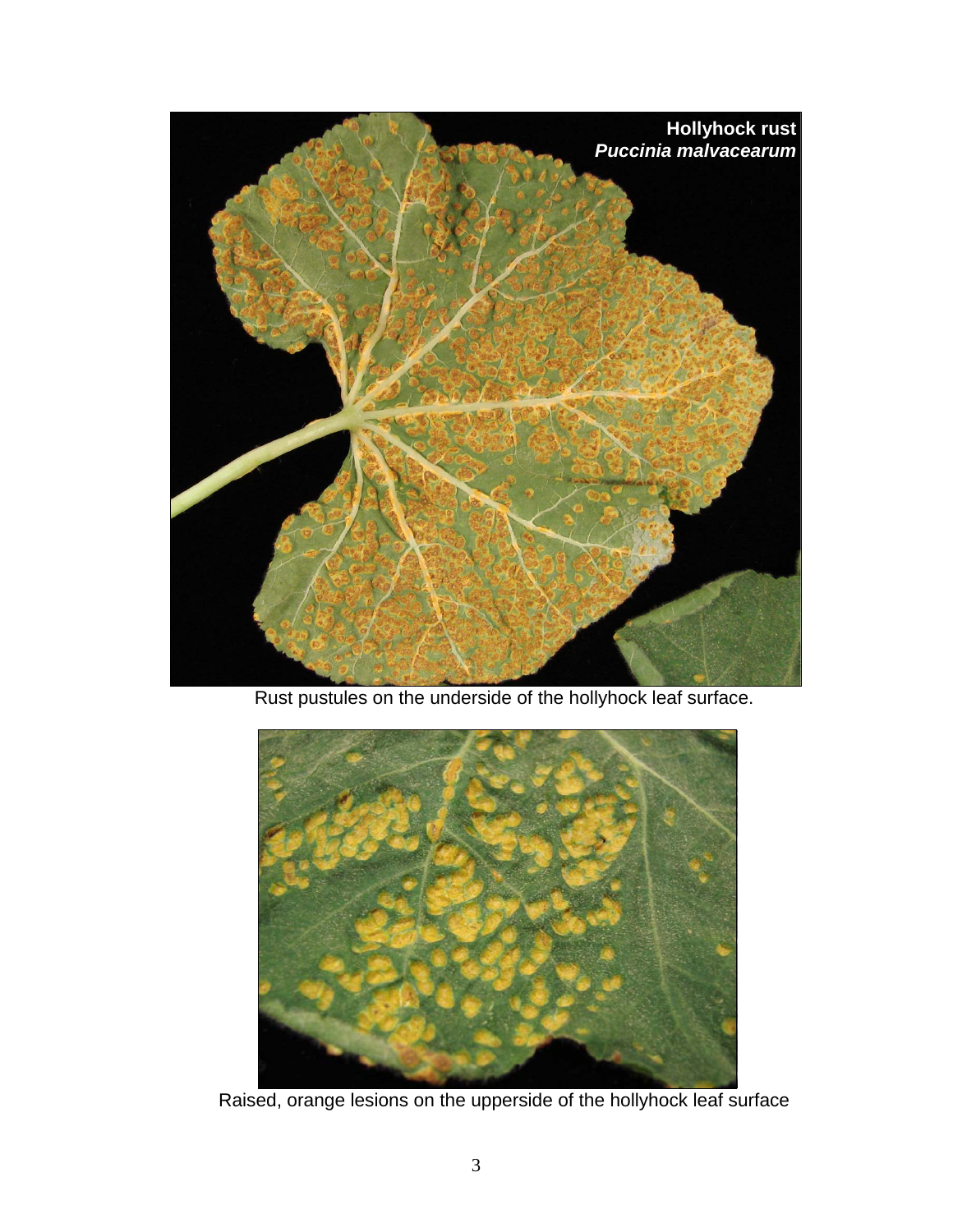Rust pustules on the underside of the hollyhock leaf surface.

Raised, orange lesions on the upperside of the hollyhock leaf surface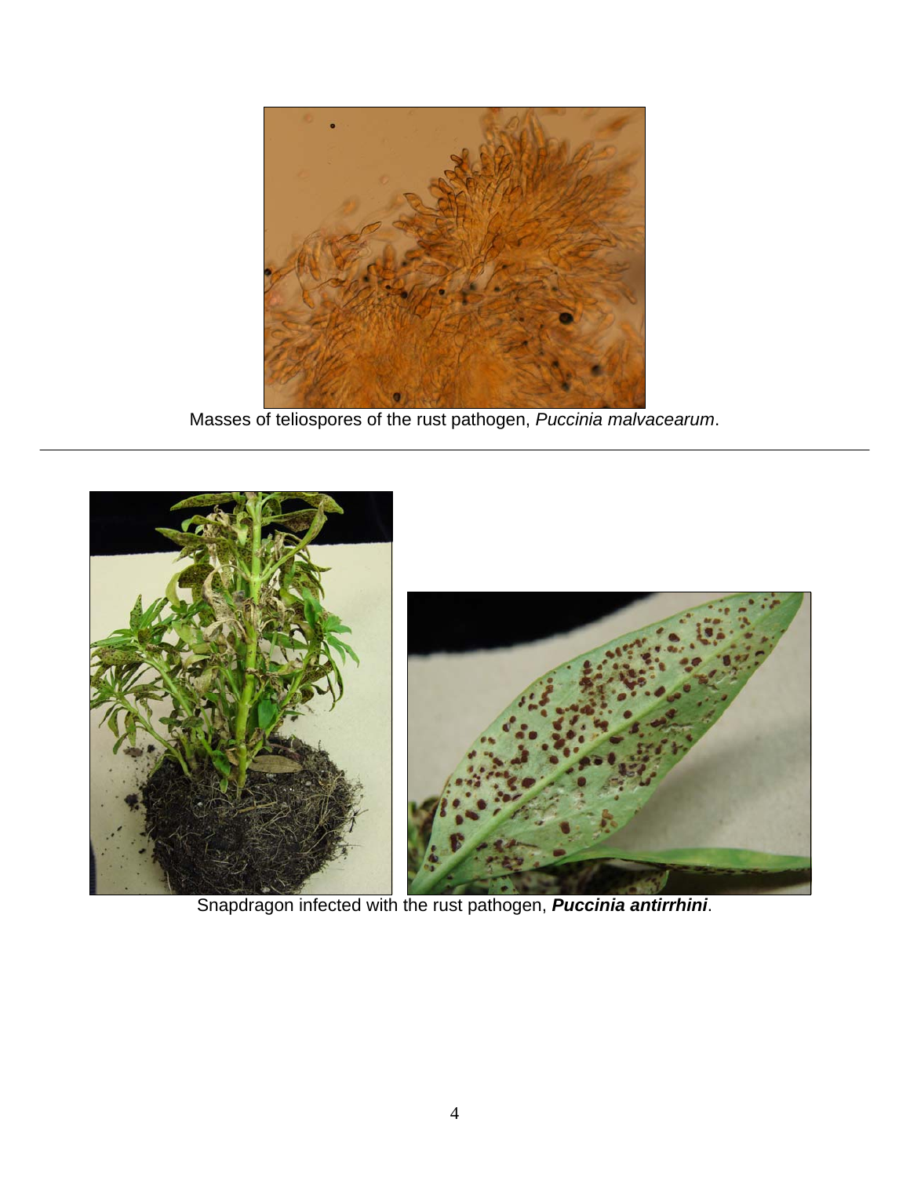Masses of teliospores of the rust pathogen, *Puccinia malvacearum*.

---

Snapdragon infected with the rust pathogen, ***Puccinia antirrhini***.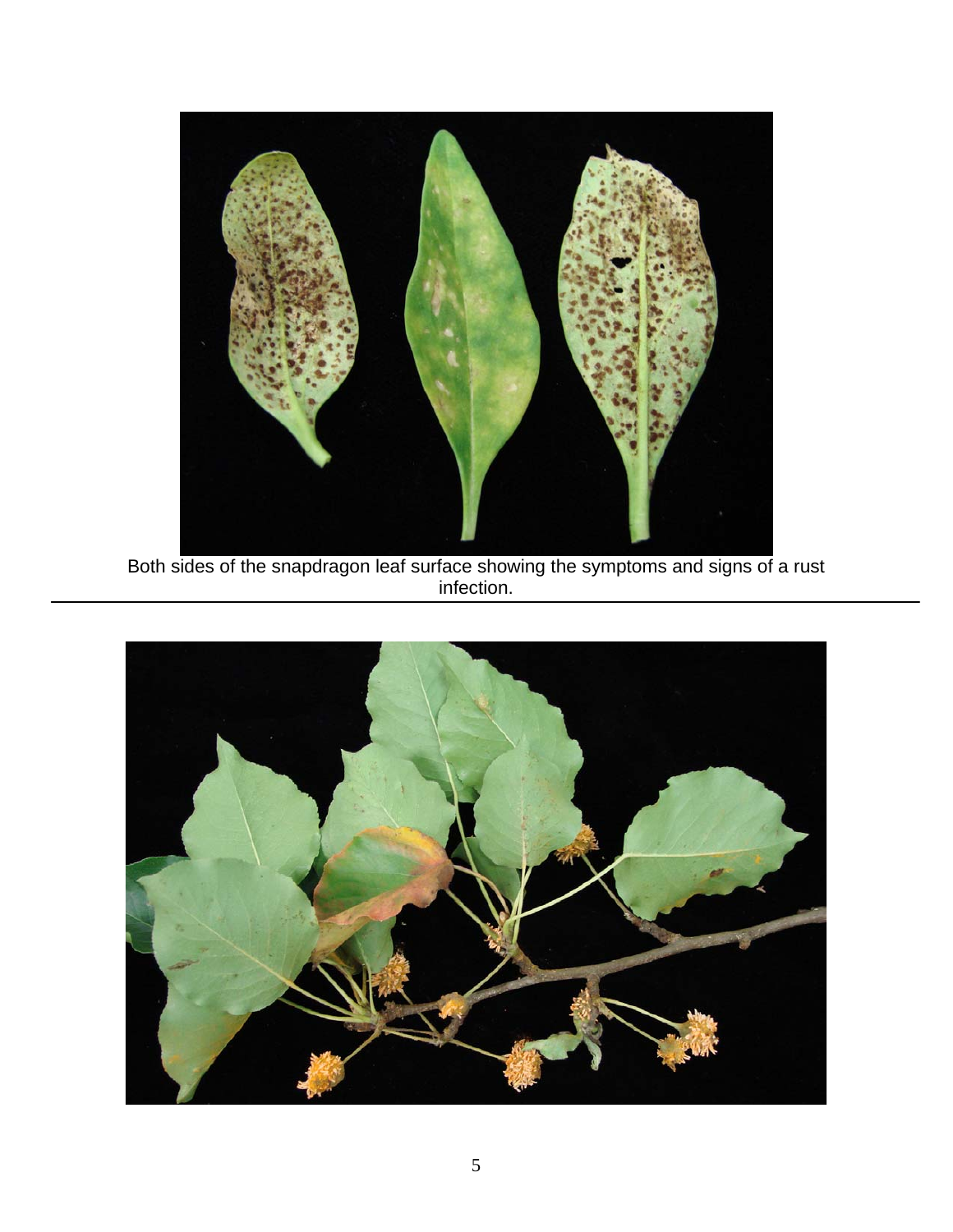Both sides of the snapdragon leaf surface showing the symptoms and signs of a rust infection.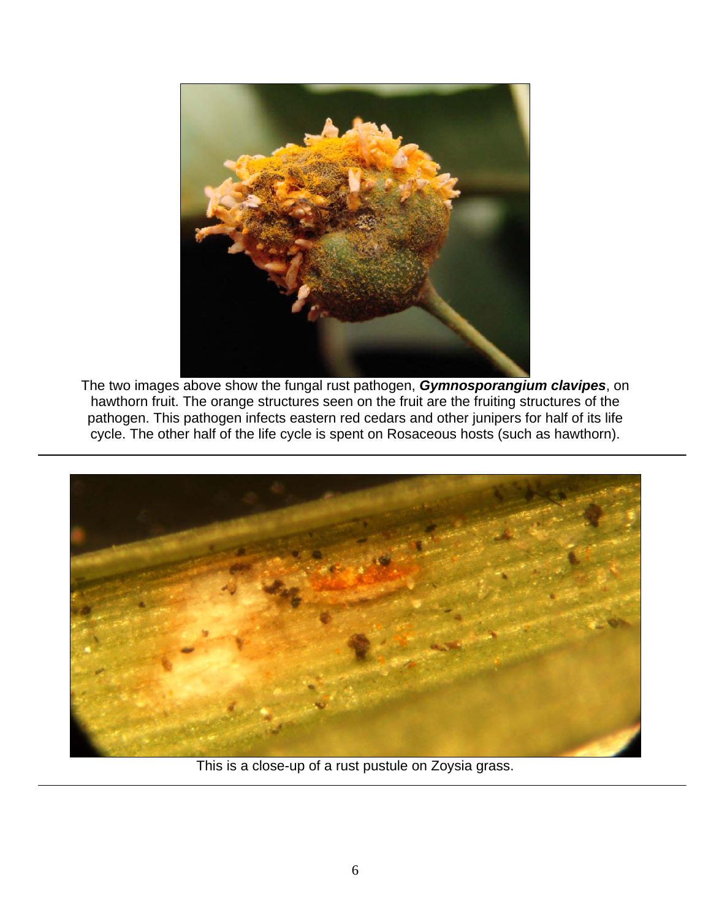The two images above show the fungal rust pathogen, ***Gymnosporangium clavipes***, on hawthorn fruit. The orange structures seen on the fruit are the fruiting structures of the pathogen. This pathogen infects eastern red cedars and other junipers for half of its life cycle. The other half of the life cycle is spent on Rosaceous hosts (such as hawthorn).

---

This is a close-up of a rust pustule on Zoysia grass.

---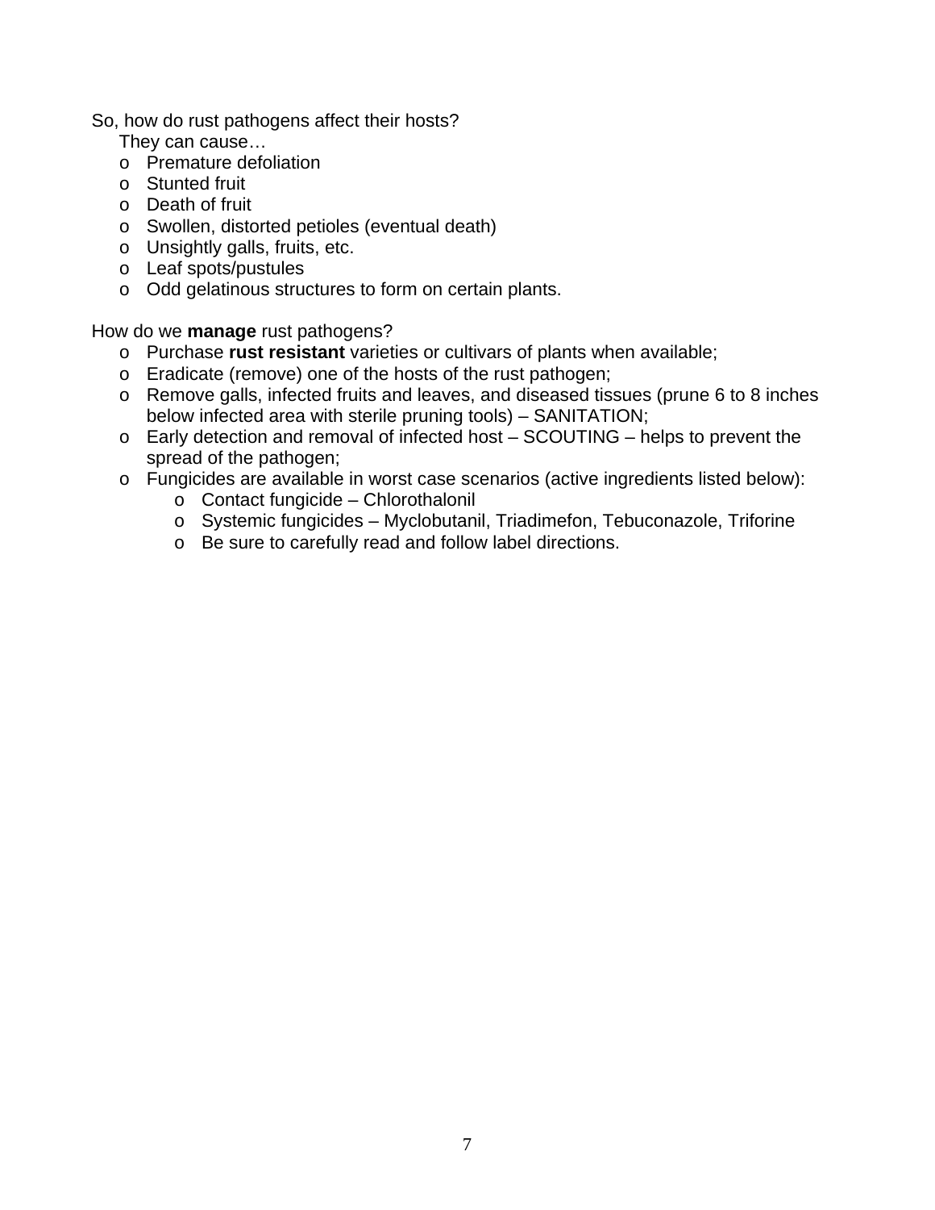So, how do rust pathogens affect their hosts?

They can cause…

- Premature defoliation
- Stunted fruit
- Death of fruit
- Swollen, distorted petioles (eventual death)
- Unsightly galls, fruits, etc.
- Leaf spots/pustules
- Odd gelatinous structures to form on certain plants.

How do we **manage** rust pathogens?

- Purchase **rust resistant** varieties or cultivars of plants when available;
- Eradicate (remove) one of the hosts of the rust pathogen;
- Remove galls, infected fruits and leaves, and diseased tissues (prune 6 to 8 inches below infected area with sterile pruning tools) – SANITATION;
- Early detection and removal of infected host – SCOUTING – helps to prevent the spread of the pathogen;
- Fungicides are available in worst case scenarios (active ingredients listed below):
  - Contact fungicide – Chlorothalonil
  - Systemic fungicides – Myclobutanil, Triadimefon, Tebuconazole, Triforine
  - Be sure to carefully read and follow label directions.